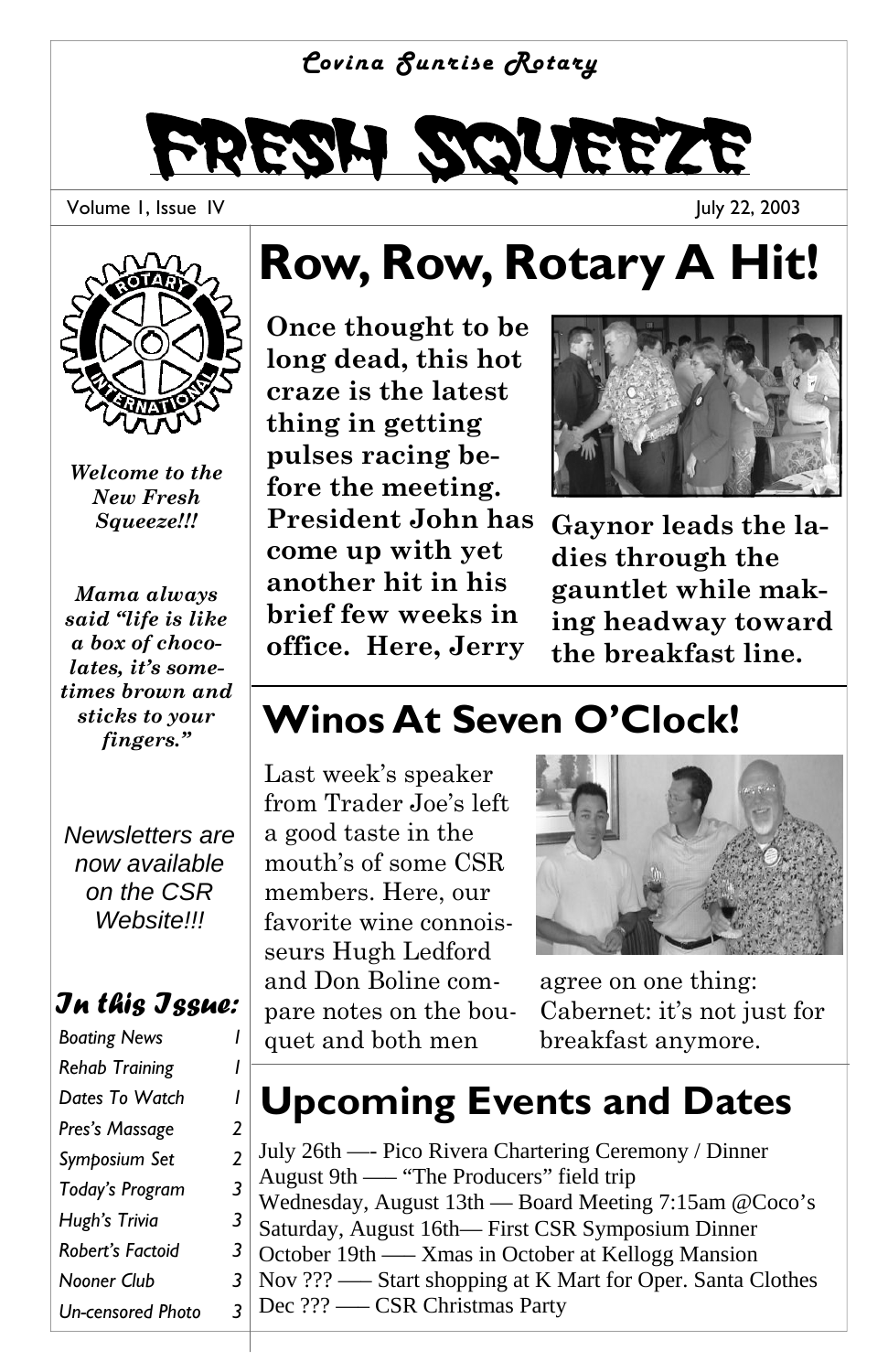*Covina Sunrise Rotary*

# FRESH SQUEEZE

Volume 1, Issue IV

July 22, 2003

*Welcome to the New Fresh Squeeze!!!*

*Mama always said "life is like a box of chocolates, it's sometimes brown and sticks to your fingers."*

*Newsletters are now available on the CSR Website!!!*

### In this Issue:

| | |
|---|---|
| Boating News | 1 |
| Rehab Training | 1 |
| Dates To Watch | 1 |
| Pres's Massage | 2 |
| Symposium Set | 2 |
| Today's Program | 3 |
| Hugh's Trivia | 3 |
| Robert's Factoid | 3 |
| Nooner Club | 3 |
| Un-censored Photo | 3 |

## Row, Row, Rotary A Hit!

**Once thought to be long dead, this hot craze is the latest thing in getting pulses racing before the meeting. President John has come up with yet another hit in his brief few weeks in office. Here, Jerry Gaynor leads the ladies through the gauntlet while making headway toward the breakfast line.**

## Winos At Seven O'Clock!

Last week's speaker from Trader Joe's left a good taste in the mouth's of some CSR members. Here, our favorite wine connoisseurs Hugh Ledford and Don Boline compare notes on the bouquet and both men agree on one thing: Cabernet: it's not just for breakfast anymore.

## Upcoming Events and Dates

July 26th —- Pico Rivera Chartering Ceremony / Dinner
August 9th —– "The Producers" field trip
Wednesday, August 13th — Board Meeting 7:15am @Coco's
Saturday, August 16th— First CSR Symposium Dinner
October 19th —– Xmas in October at Kellogg Mansion
Nov ??? —– Start shopping at K Mart for Oper. Santa Clothes
Dec ??? —– CSR Christmas Party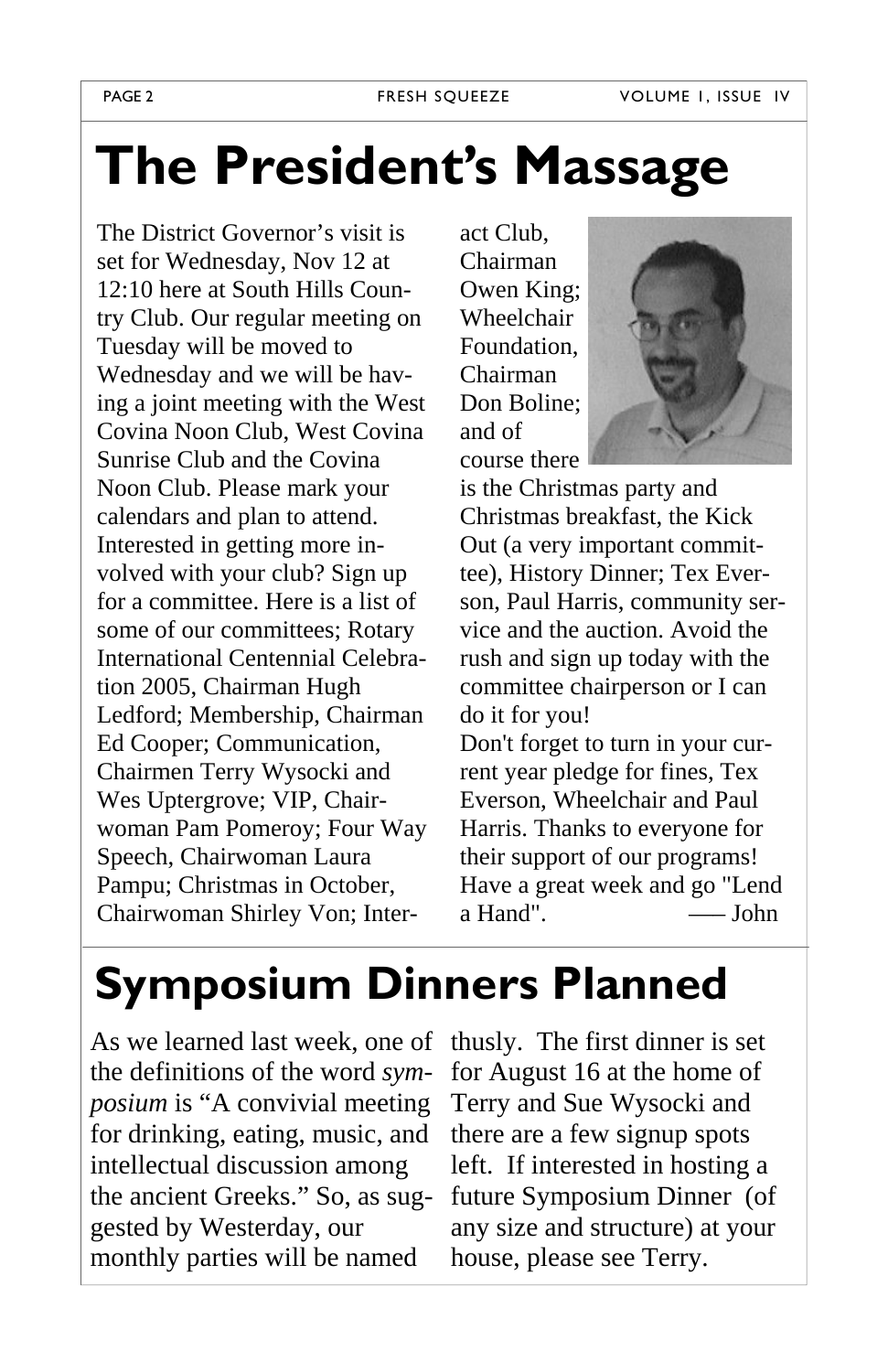# The President's Massage

The District Governor's visit is set for Wednesday, Nov 12 at 12:10 here at South Hills Country Club. Our regular meeting on Tuesday will be moved to Wednesday and we will be having a joint meeting with the West Covina Noon Club, West Covina Sunrise Club and the Covina Noon Club. Please mark your calendars and plan to attend. Interested in getting more involved with your club? Sign up for a committee. Here is a list of some of our committees; Rotary International Centennial Celebration 2005, Chairman Hugh Ledford; Membership, Chairman Ed Cooper; Communication, Chairmen Terry Wysocki and Wes Uptergrove; VIP, Chairwoman Pam Pomeroy; Four Way Speech, Chairwoman Laura Pampu; Christmas in October, Chairwoman Shirley Von; Interact Club, Chairman Owen King; Wheelchair Foundation, Chairman Don Boline; and of course there is the Christmas party and Christmas breakfast, the Kick Out (a very important committee), History Dinner; Tex Everson, Paul Harris, community service and the auction. Avoid the rush and sign up today with the committee chairperson or I can do it for you!

Don't forget to turn in your current year pledge for fines, Tex Everson, Wheelchair and Paul Harris. Thanks to everyone for their support of our programs! Have a great week and go "Lend a Hand". —– John

# Symposium Dinners Planned

As we learned last week, one of the definitions of the word *symposium* is "A convivial meeting for drinking, eating, music, and intellectual discussion among the ancient Greeks." So, as suggested by Westerday, our monthly parties will be named thusly. The first dinner is set for August 16 at the home of Terry and Sue Wysocki and there are a few signup spots left. If interested in hosting a future Symposium Dinner (of any size and structure) at your house, please see Terry.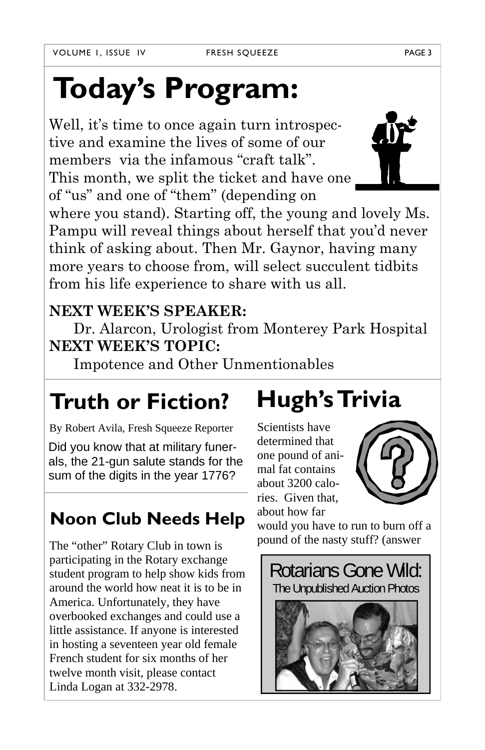# Today's Program:

Well, it's time to once again turn introspective and examine the lives of some of our members via the infamous "craft talk". This month, we split the ticket and have one of "us" and one of "them" (depending on where you stand). Starting off, the young and lovely Ms. Pampu will reveal things about herself that you'd never think of asking about. Then Mr. Gaynor, having many more years to choose from, will select succulent tidbits from his life experience to share with us all.

**NEXT WEEK'S SPEAKER:**

Dr. Alarcon, Urologist from Monterey Park Hospital

**NEXT WEEK'S TOPIC:**

Impotence and Other Unmentionables

## Truth or Fiction?

By Robert Avila, Fresh Squeeze Reporter

Did you know that at military funerals, the 21-gun salute stands for the sum of the digits in the year 1776?

## Noon Club Needs Help

The "other" Rotary Club in town is participating in the Rotary exchange student program to help show kids from around the world how neat it is to be in America. Unfortunately, they have overbooked exchanges and could use a little assistance. If anyone is interested in hosting a seventeen year old female French student for six months of her twelve month visit, please contact Linda Logan at 332-2978.

## Hugh's Trivia

Scientists have determined that one pound of animal fat contains about 3200 calories. Given that, about how far would you have to run to burn off a pound of the nasty stuff? (answer

Rotarians Gone Wild:

The Unpublished Auction Photos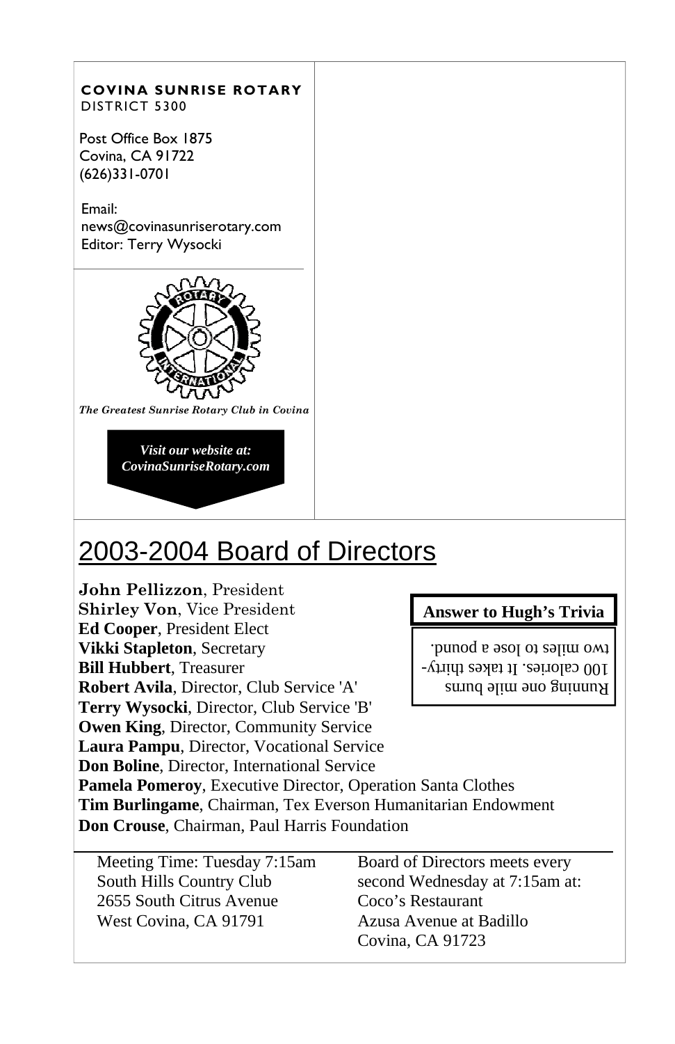**COVINA SUNRISE ROTARY**
DISTRICT 5300

Post Office Box 1875
Covina, CA 91722
(626)331-0701

Email:
news@covinasunriserotary.com
Editor: Terry Wysocki

*The Greatest Sunrise Rotary Club in Covina*

***Visit our website at: CovinaSunriseRotary.com***

# 2003-2004 Board of Directors

**John Pellizzon**, President
**Shirley Von**, Vice President
**Ed Cooper**, President Elect
**Vikki Stapleton**, Secretary
**Bill Hubbert**, Treasurer
**Robert Avila**, Director, Club Service 'A'
**Terry Wysocki**, Director, Club Service 'B'
**Owen King**, Director, Community Service
**Laura Pampu**, Director, Vocational Service
**Don Boline**, Director, International Service
**Pamela Pomeroy**, Executive Director, Operation Santa Clothes
**Tim Burlingame**, Chairman, Tex Everson Humanitarian Endowment
**Don Crouse**, Chairman, Paul Harris Foundation

**Answer to Hugh's Trivia**

Running one mile burns 100 calories. It takes thirty-two miles to lose a pound.

Meeting Time: Tuesday 7:15am
South Hills Country Club
2655 South Citrus Avenue
West Covina, CA 91791

Board of Directors meets every second Wednesday at 7:15am at:
Coco's Restaurant
Azusa Avenue at Badillo
Covina, CA 91723